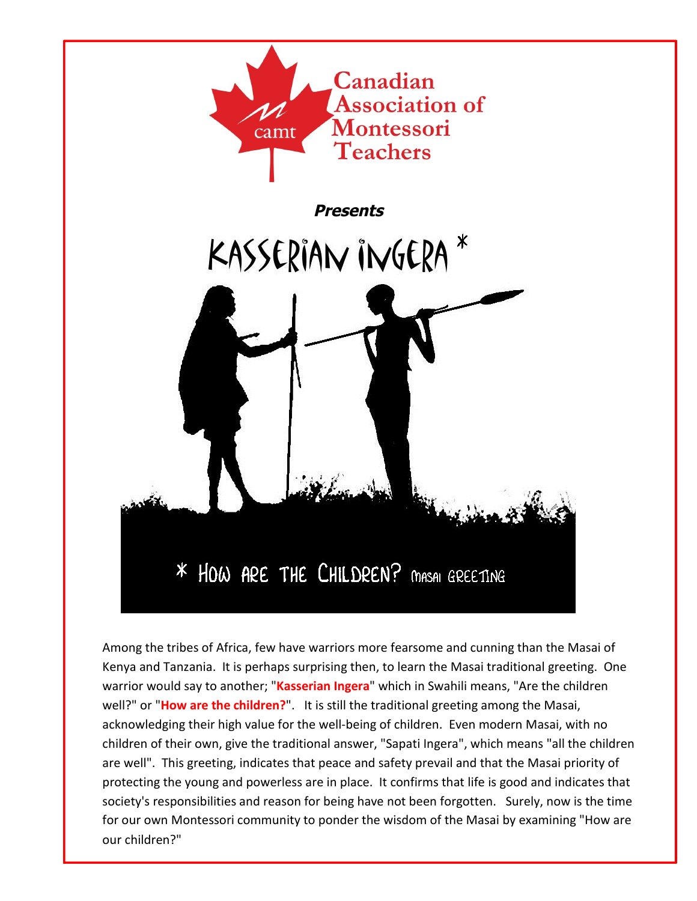Canadian Association of Montessori Teachers

camt

***Presents***

# KASSERIAN INGERA *

\* HOW ARE THE CHILDREN? MASAI GREETING

Among the tribes of Africa, few have warriors more fearsome and cunning than the Masai of Kenya and Tanzania. It is perhaps surprising then, to learn the Masai traditional greeting. One warrior would say to another; "**Kasserian Ingera**" which in Swahili means, "Are the children well?" or "**How are the children?**". It is still the traditional greeting among the Masai, acknowledging their high value for the well-being of children. Even modern Masai, with no children of their own, give the traditional answer, "Sapati Ingera", which means "all the children are well". This greeting, indicates that peace and safety prevail and that the Masai priority of protecting the young and powerless are in place. It confirms that life is good and indicates that society's responsibilities and reason for being have not been forgotten. Surely, now is the time for our own Montessori community to ponder the wisdom of the Masai by examining "How are our children?"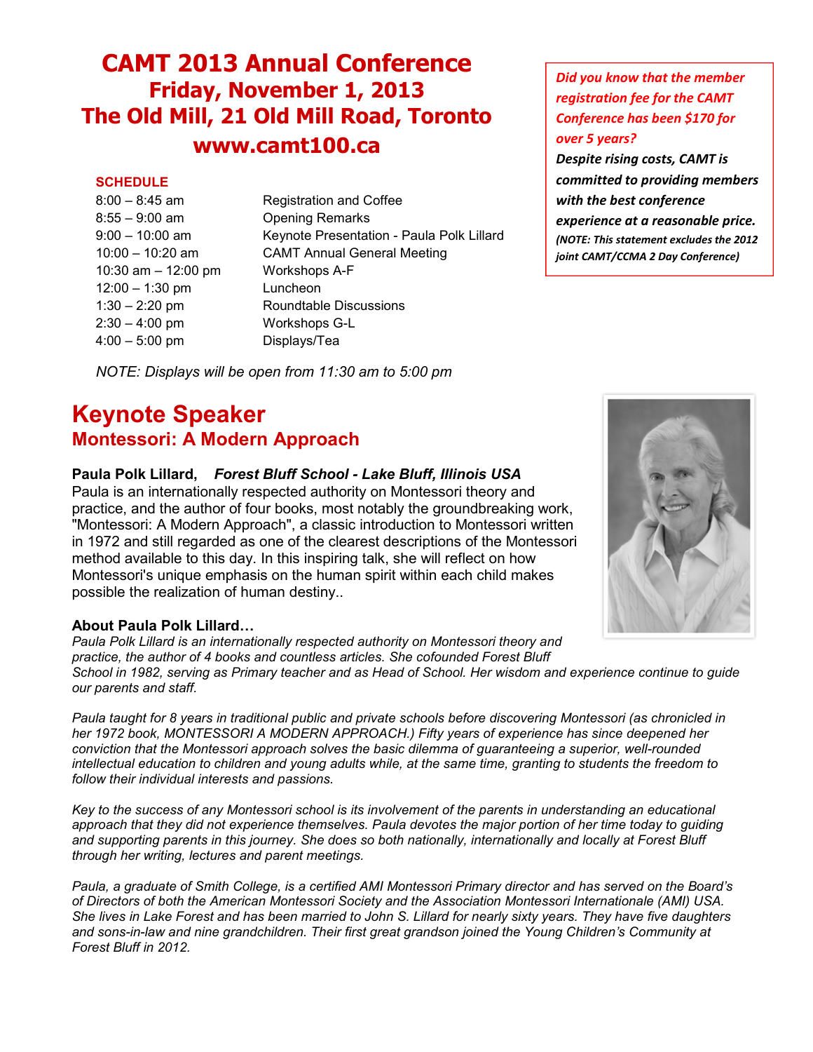# CAMT 2013 Annual Conference

## Friday, November 1, 2013

## The Old Mill, 21 Old Mill Road, Toronto

## www.camt100.ca

*Did you know that the member registration fee for the CAMT Conference has been $170 for over 5 years?*

***Despite rising costs, CAMT is committed to providing members with the best conference experience at a reasonable price.***

***(NOTE: This statement excludes the 2012 joint CAMT/CCMA 2 Day Conference)***

### SCHEDULE

| | |
|---|---|
| 8:00 – 8:45 am | Registration and Coffee |
| 8:55 – 9:00 am | Opening Remarks |
| 9:00 – 10:00 am | Keynote Presentation - Paula Polk Lillard |
| 10:00 – 10:20 am | CAMT Annual General Meeting |
| 10:30 am – 12:00 pm | Workshops A-F |
| 12:00 – 1:30 pm | Luncheon |
| 1:30 – 2:20 pm | Roundtable Discussions |
| 2:30 – 4:00 pm | Workshops G-L |
| 4:00 – 5:00 pm | Displays/Tea |

*NOTE: Displays will be open from 11:30 am to 5:00 pm*

# Keynote Speaker

## Montessori: A Modern Approach

**Paula Polk Lillard,** ***Forest Bluff School - Lake Bluff, Illinois USA***

Paula is an internationally respected authority on Montessori theory and practice, and the author of four books, most notably the groundbreaking work, "Montessori: A Modern Approach", a classic introduction to Montessori written in 1972 and still regarded as one of the clearest descriptions of the Montessori method available to this day. In this inspiring talk, she will reflect on how Montessori's unique emphasis on the human spirit within each child makes possible the realization of human destiny..

**About Paula Polk Lillard…**

*Paula Polk Lillard is an internationally respected authority on Montessori theory and practice, the author of 4 books and countless articles. She cofounded Forest Bluff School in 1982, serving as Primary teacher and as Head of School. Her wisdom and experience continue to guide our parents and staff.*

*Paula taught for 8 years in traditional public and private schools before discovering Montessori (as chronicled in her 1972 book, MONTESSORI A MODERN APPROACH.) Fifty years of experience has since deepened her conviction that the Montessori approach solves the basic dilemma of guaranteeing a superior, well-rounded intellectual education to children and young adults while, at the same time, granting to students the freedom to follow their individual interests and passions.*

*Key to the success of any Montessori school is its involvement of the parents in understanding an educational approach that they did not experience themselves. Paula devotes the major portion of her time today to guiding and supporting parents in this journey. She does so both nationally, internationally and locally at Forest Bluff through her writing, lectures and parent meetings.*

*Paula, a graduate of Smith College, is a certified AMI Montessori Primary director and has served on the Board's of Directors of both the American Montessori Society and the Association Montessori Internationale (AMI) USA. She lives in Lake Forest and has been married to John S. Lillard for nearly sixty years. They have five daughters and sons-in-law and nine grandchildren. Their first great grandson joined the Young Children's Community at Forest Bluff in 2012.*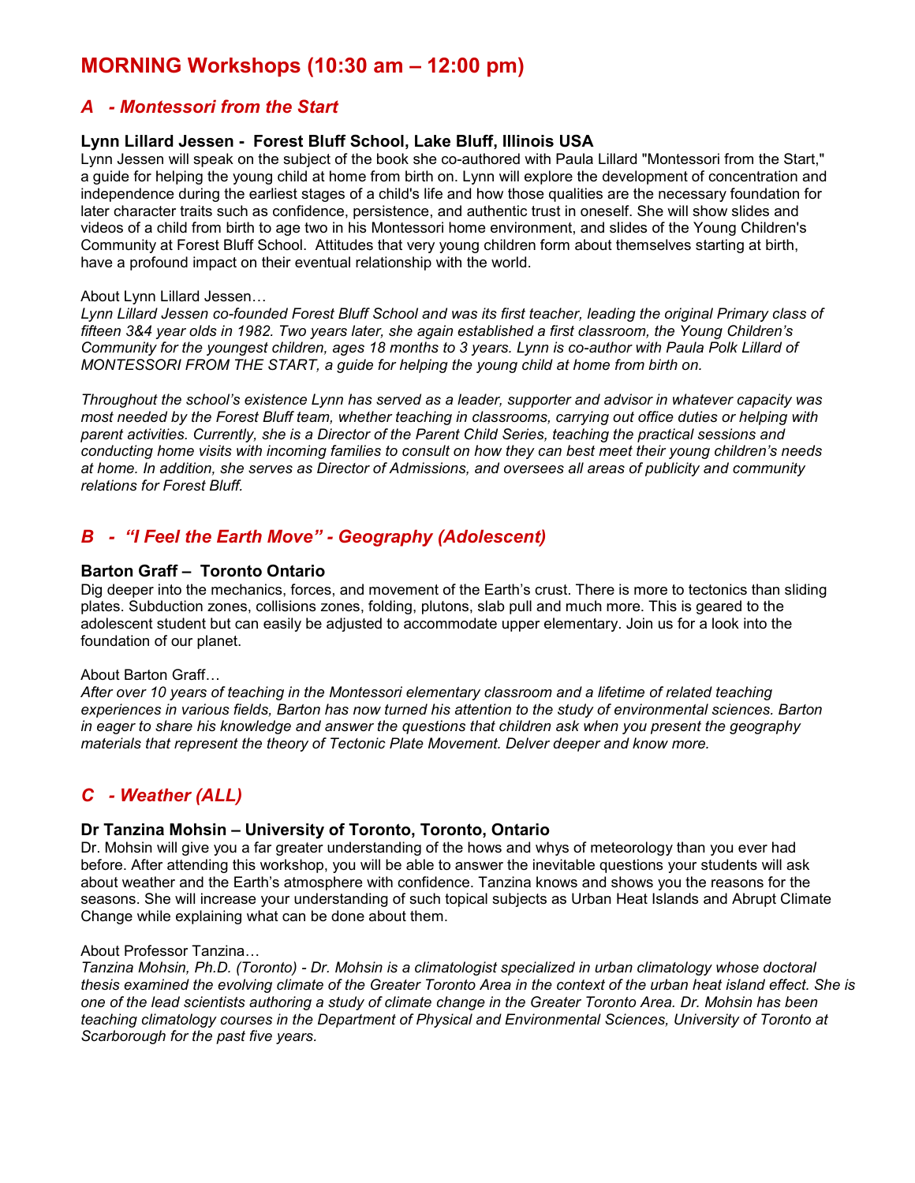# MORNING Workshops (10:30 am – 12:00 pm)

## *A - Montessori from the Start*

### Lynn Lillard Jessen - Forest Bluff School, Lake Bluff, Illinois USA

Lynn Jessen will speak on the subject of the book she co-authored with Paula Lillard "Montessori from the Start," a guide for helping the young child at home from birth on. Lynn will explore the development of concentration and independence during the earliest stages of a child's life and how those qualities are the necessary foundation for later character traits such as confidence, persistence, and authentic trust in oneself. She will show slides and videos of a child from birth to age two in his Montessori home environment, and slides of the Young Children's Community at Forest Bluff School. Attitudes that very young children form about themselves starting at birth, have a profound impact on their eventual relationship with the world.

About Lynn Lillard Jessen…

*Lynn Lillard Jessen co-founded Forest Bluff School and was its first teacher, leading the original Primary class of fifteen 3&4 year olds in 1982. Two years later, she again established a first classroom, the Young Children's Community for the youngest children, ages 18 months to 3 years. Lynn is co-author with Paula Polk Lillard of MONTESSORI FROM THE START, a guide for helping the young child at home from birth on.*

*Throughout the school's existence Lynn has served as a leader, supporter and advisor in whatever capacity was most needed by the Forest Bluff team, whether teaching in classrooms, carrying out office duties or helping with parent activities. Currently, she is a Director of the Parent Child Series, teaching the practical sessions and conducting home visits with incoming families to consult on how they can best meet their young children's needs at home. In addition, she serves as Director of Admissions, and oversees all areas of publicity and community relations for Forest Bluff.*

## *B - "I Feel the Earth Move" - Geography (Adolescent)*

### Barton Graff – Toronto Ontario

Dig deeper into the mechanics, forces, and movement of the Earth's crust. There is more to tectonics than sliding plates. Subduction zones, collisions zones, folding, plutons, slab pull and much more. This is geared to the adolescent student but can easily be adjusted to accommodate upper elementary. Join us for a look into the foundation of our planet.

About Barton Graff…

*After over 10 years of teaching in the Montessori elementary classroom and a lifetime of related teaching experiences in various fields, Barton has now turned his attention to the study of environmental sciences. Barton in eager to share his knowledge and answer the questions that children ask when you present the geography materials that represent the theory of Tectonic Plate Movement. Delver deeper and know more.*

## *C - Weather (ALL)*

### Dr Tanzina Mohsin – University of Toronto, Toronto, Ontario

Dr. Mohsin will give you a far greater understanding of the hows and whys of meteorology than you ever had before. After attending this workshop, you will be able to answer the inevitable questions your students will ask about weather and the Earth's atmosphere with confidence. Tanzina knows and shows you the reasons for the seasons. She will increase your understanding of such topical subjects as Urban Heat Islands and Abrupt Climate Change while explaining what can be done about them.

About Professor Tanzina…

*Tanzina Mohsin, Ph.D. (Toronto) - Dr. Mohsin is a climatologist specialized in urban climatology whose doctoral thesis examined the evolving climate of the Greater Toronto Area in the context of the urban heat island effect. She is one of the lead scientists authoring a study of climate change in the Greater Toronto Area. Dr. Mohsin has been teaching climatology courses in the Department of Physical and Environmental Sciences, University of Toronto at Scarborough for the past five years.*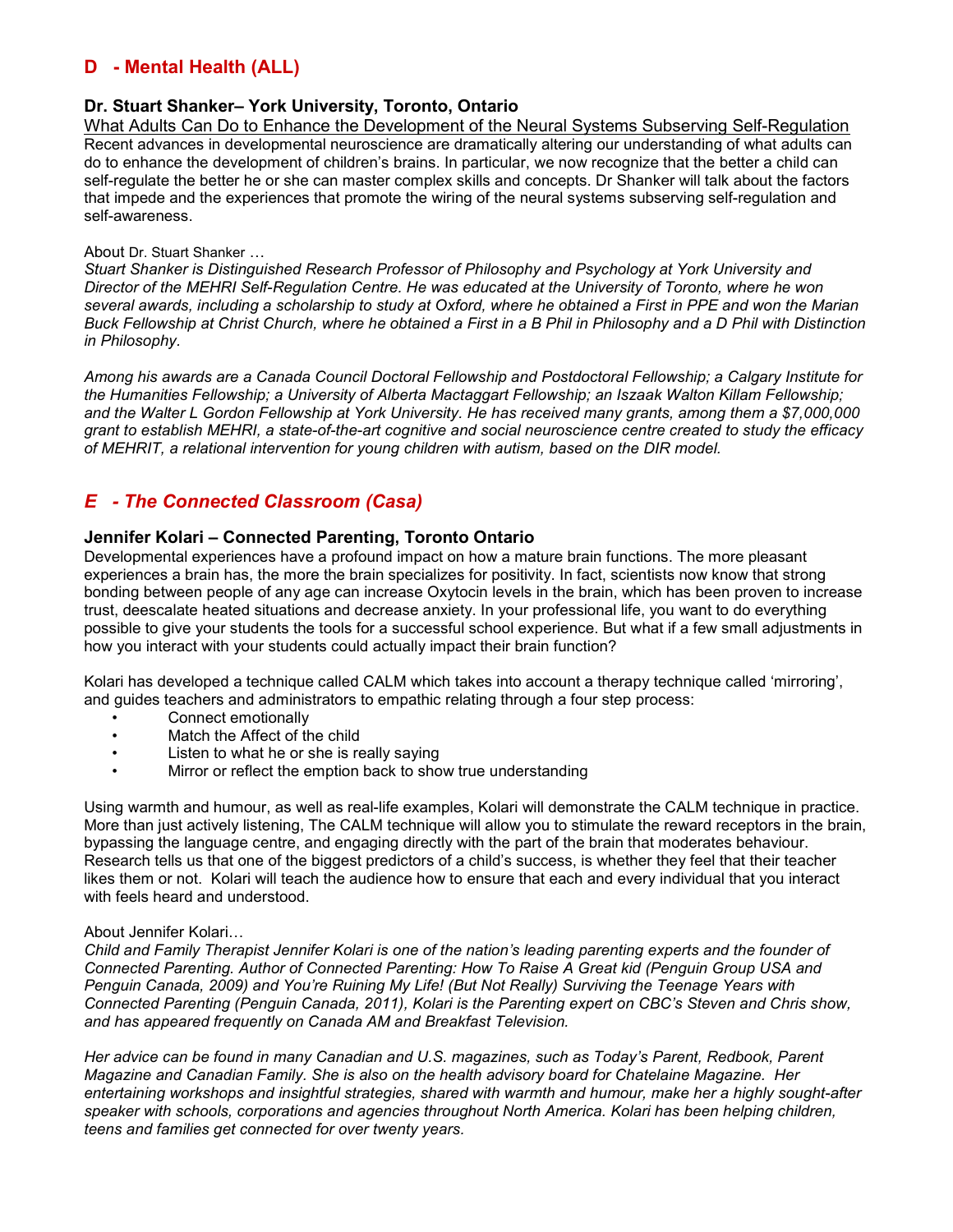## D - Mental Health (ALL)

### Dr. Stuart Shanker– York University, Toronto, Ontario

What Adults Can Do to Enhance the Development of the Neural Systems Subserving Self-Regulation

Recent advances in developmental neuroscience are dramatically altering our understanding of what adults can do to enhance the development of children's brains. In particular, we now recognize that the better a child can self-regulate the better he or she can master complex skills and concepts. Dr Shanker will talk about the factors that impede and the experiences that promote the wiring of the neural systems subserving self-regulation and self-awareness.

About Dr. Stuart Shanker …

*Stuart Shanker is Distinguished Research Professor of Philosophy and Psychology at York University and Director of the MEHRI Self-Regulation Centre. He was educated at the University of Toronto, where he won several awards, including a scholarship to study at Oxford, where he obtained a First in PPE and won the Marian Buck Fellowship at Christ Church, where he obtained a First in a B Phil in Philosophy and a D Phil with Distinction in Philosophy.*

*Among his awards are a Canada Council Doctoral Fellowship and Postdoctoral Fellowship; a Calgary Institute for the Humanities Fellowship; a University of Alberta Mactaggart Fellowship; an Iszaak Walton Killam Fellowship; and the Walter L Gordon Fellowship at York University. He has received many grants, among them a $7,000,000 grant to establish MEHRI, a state-of-the-art cognitive and social neuroscience centre created to study the efficacy of MEHRIT, a relational intervention for young children with autism, based on the DIR model.*

## *E - The Connected Classroom (Casa)*

### Jennifer Kolari – Connected Parenting, Toronto Ontario

Developmental experiences have a profound impact on how a mature brain functions. The more pleasant experiences a brain has, the more the brain specializes for positivity. In fact, scientists now know that strong bonding between people of any age can increase Oxytocin levels in the brain, which has been proven to increase trust, deescalate heated situations and decrease anxiety. In your professional life, you want to do everything possible to give your students the tools for a successful school experience. But what if a few small adjustments in how you interact with your students could actually impact their brain function?

Kolari has developed a technique called CALM which takes into account a therapy technique called 'mirroring', and guides teachers and administrators to empathic relating through a four step process:

- Connect emotionally
- Match the Affect of the child
- Listen to what he or she is really saying
- Mirror or reflect the emption back to show true understanding

Using warmth and humour, as well as real-life examples, Kolari will demonstrate the CALM technique in practice. More than just actively listening, The CALM technique will allow you to stimulate the reward receptors in the brain, bypassing the language centre, and engaging directly with the part of the brain that moderates behaviour. Research tells us that one of the biggest predictors of a child's success, is whether they feel that their teacher likes them or not. Kolari will teach the audience how to ensure that each and every individual that you interact with feels heard and understood.

About Jennifer Kolari…

*Child and Family Therapist Jennifer Kolari is one of the nation's leading parenting experts and the founder of Connected Parenting. Author of Connected Parenting: How To Raise A Great kid (Penguin Group USA and Penguin Canada, 2009) and You're Ruining My Life! (But Not Really) Surviving the Teenage Years with Connected Parenting (Penguin Canada, 2011), Kolari is the Parenting expert on CBC's Steven and Chris show, and has appeared frequently on Canada AM and Breakfast Television.*

*Her advice can be found in many Canadian and U.S. magazines, such as Today's Parent, Redbook, Parent Magazine and Canadian Family. She is also on the health advisory board for Chatelaine Magazine. Her entertaining workshops and insightful strategies, shared with warmth and humour, make her a highly sought-after speaker with schools, corporations and agencies throughout North America. Kolari has been helping children, teens and families get connected for over twenty years.*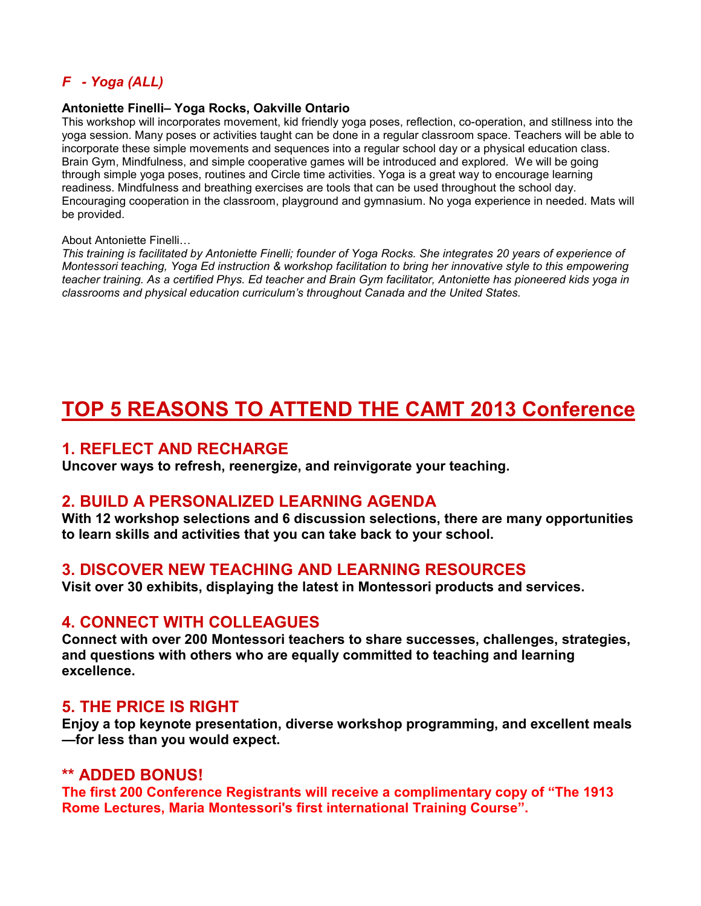### *F - Yoga (ALL)*

**Antoniette Finelli– Yoga Rocks, Oakville Ontario**

This workshop will incorporates movement, kid friendly yoga poses, reflection, co-operation, and stillness into the yoga session. Many poses or activities taught can be done in a regular classroom space. Teachers will be able to incorporate these simple movements and sequences into a regular school day or a physical education class. Brain Gym, Mindfulness, and simple cooperative games will be introduced and explored. We will be going through simple yoga poses, routines and Circle time activities. Yoga is a great way to encourage learning readiness. Mindfulness and breathing exercises are tools that can be used throughout the school day. Encouraging cooperation in the classroom, playground and gymnasium. No yoga experience in needed. Mats will be provided.

About Antoniette Finelli…

*This training is facilitated by Antoniette Finelli; founder of Yoga Rocks. She integrates 20 years of experience of Montessori teaching, Yoga Ed instruction & workshop facilitation to bring her innovative style to this empowering teacher training. As a certified Phys. Ed teacher and Brain Gym facilitator, Antoniette has pioneered kids yoga in classrooms and physical education curriculum's throughout Canada and the United States.*

# TOP 5 REASONS TO ATTEND THE CAMT 2013 Conference

## 1. REFLECT AND RECHARGE

**Uncover ways to refresh, reenergize, and reinvigorate your teaching.**

## 2. BUILD A PERSONALIZED LEARNING AGENDA

**With 12 workshop selections and 6 discussion selections, there are many opportunities to learn skills and activities that you can take back to your school.**

## 3. DISCOVER NEW TEACHING AND LEARNING RESOURCES

**Visit over 30 exhibits, displaying the latest in Montessori products and services.**

## 4. CONNECT WITH COLLEAGUES

**Connect with over 200 Montessori teachers to share successes, challenges, strategies, and questions with others who are equally committed to teaching and learning excellence.**

## 5. THE PRICE IS RIGHT

**Enjoy a top keynote presentation, diverse workshop programming, and excellent meals —for less than you would expect.**

## ** ADDED BONUS!

**The first 200 Conference Registrants will receive a complimentary copy of "The 1913 Rome Lectures, Maria Montessori's first international Training Course".**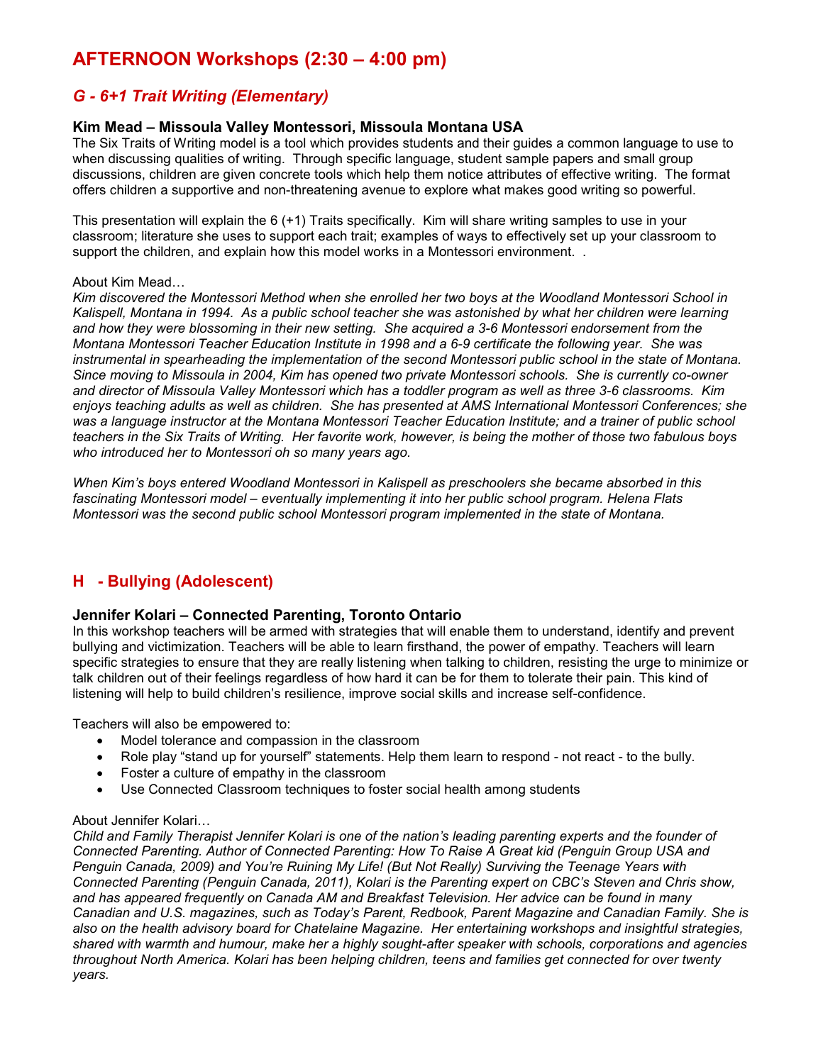# AFTERNOON Workshops (2:30 – 4:00 pm)

## *G - 6+1 Trait Writing (Elementary)*

### Kim Mead – Missoula Valley Montessori, Missoula Montana USA

The Six Traits of Writing model is a tool which provides students and their guides a common language to use to when discussing qualities of writing. Through specific language, student sample papers and small group discussions, children are given concrete tools which help them notice attributes of effective writing. The format offers children a supportive and non-threatening avenue to explore what makes good writing so powerful.

This presentation will explain the 6 (+1) Traits specifically. Kim will share writing samples to use in your classroom; literature she uses to support each trait; examples of ways to effectively set up your classroom to support the children, and explain how this model works in a Montessori environment. .

About Kim Mead…

*Kim discovered the Montessori Method when she enrolled her two boys at the Woodland Montessori School in Kalispell, Montana in 1994. As a public school teacher she was astonished by what her children were learning and how they were blossoming in their new setting. She acquired a 3-6 Montessori endorsement from the Montana Montessori Teacher Education Institute in 1998 and a 6-9 certificate the following year. She was instrumental in spearheading the implementation of the second Montessori public school in the state of Montana. Since moving to Missoula in 2004, Kim has opened two private Montessori schools. She is currently co-owner and director of Missoula Valley Montessori which has a toddler program as well as three 3-6 classrooms. Kim enjoys teaching adults as well as children. She has presented at AMS International Montessori Conferences; she was a language instructor at the Montana Montessori Teacher Education Institute; and a trainer of public school teachers in the Six Traits of Writing. Her favorite work, however, is being the mother of those two fabulous boys who introduced her to Montessori oh so many years ago.*

*When Kim's boys entered Woodland Montessori in Kalispell as preschoolers she became absorbed in this fascinating Montessori model – eventually implementing it into her public school program. Helena Flats Montessori was the second public school Montessori program implemented in the state of Montana.*

## H - Bullying (Adolescent)

### Jennifer Kolari – Connected Parenting, Toronto Ontario

In this workshop teachers will be armed with strategies that will enable them to understand, identify and prevent bullying and victimization. Teachers will be able to learn firsthand, the power of empathy. Teachers will learn specific strategies to ensure that they are really listening when talking to children, resisting the urge to minimize or talk children out of their feelings regardless of how hard it can be for them to tolerate their pain. This kind of listening will help to build children's resilience, improve social skills and increase self-confidence.

Teachers will also be empowered to:

- Model tolerance and compassion in the classroom
- Role play "stand up for yourself" statements. Help them learn to respond - not react - to the bully.
- Foster a culture of empathy in the classroom
- Use Connected Classroom techniques to foster social health among students

About Jennifer Kolari…

*Child and Family Therapist Jennifer Kolari is one of the nation's leading parenting experts and the founder of Connected Parenting. Author of Connected Parenting: How To Raise A Great kid (Penguin Group USA and Penguin Canada, 2009) and You're Ruining My Life! (But Not Really) Surviving the Teenage Years with Connected Parenting (Penguin Canada, 2011), Kolari is the Parenting expert on CBC's Steven and Chris show, and has appeared frequently on Canada AM and Breakfast Television. Her advice can be found in many Canadian and U.S. magazines, such as Today's Parent, Redbook, Parent Magazine and Canadian Family. She is also on the health advisory board for Chatelaine Magazine. Her entertaining workshops and insightful strategies, shared with warmth and humour, make her a highly sought-after speaker with schools, corporations and agencies throughout North America. Kolari has been helping children, teens and families get connected for over twenty years.*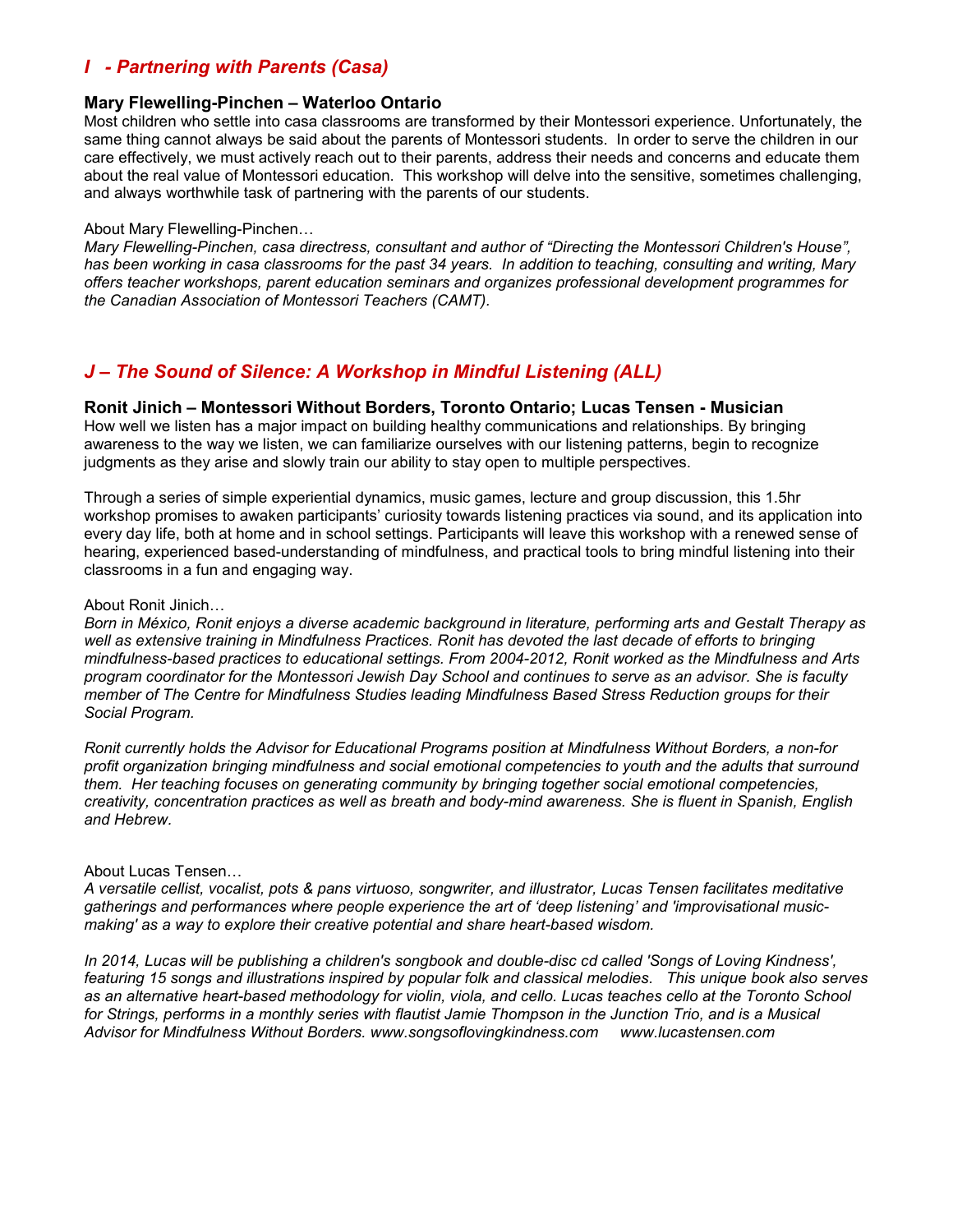## *I - Partnering with Parents (Casa)*

### Mary Flewelling-Pinchen – Waterloo Ontario

Most children who settle into casa classrooms are transformed by their Montessori experience. Unfortunately, the same thing cannot always be said about the parents of Montessori students. In order to serve the children in our care effectively, we must actively reach out to their parents, address their needs and concerns and educate them about the real value of Montessori education. This workshop will delve into the sensitive, sometimes challenging, and always worthwhile task of partnering with the parents of our students.

About Mary Flewelling-Pinchen…

*Mary Flewelling-Pinchen, casa directress, consultant and author of "Directing the Montessori Children's House", has been working in casa classrooms for the past 34 years. In addition to teaching, consulting and writing, Mary offers teacher workshops, parent education seminars and organizes professional development programmes for the Canadian Association of Montessori Teachers (CAMT).*

## *J – The Sound of Silence: A Workshop in Mindful Listening (ALL)*

### Ronit Jinich – Montessori Without Borders, Toronto Ontario; Lucas Tensen - Musician

How well we listen has a major impact on building healthy communications and relationships. By bringing awareness to the way we listen, we can familiarize ourselves with our listening patterns, begin to recognize judgments as they arise and slowly train our ability to stay open to multiple perspectives.

Through a series of simple experiential dynamics, music games, lecture and group discussion, this 1.5hr workshop promises to awaken participants' curiosity towards listening practices via sound, and its application into every day life, both at home and in school settings. Participants will leave this workshop with a renewed sense of hearing, experienced based-understanding of mindfulness, and practical tools to bring mindful listening into their classrooms in a fun and engaging way.

About Ronit Jinich…

*Born in México, Ronit enjoys a diverse academic background in literature, performing arts and Gestalt Therapy as well as extensive training in Mindfulness Practices. Ronit has devoted the last decade of efforts to bringing mindfulness-based practices to educational settings. From 2004-2012, Ronit worked as the Mindfulness and Arts program coordinator for the Montessori Jewish Day School and continues to serve as an advisor. She is faculty member of The Centre for Mindfulness Studies leading Mindfulness Based Stress Reduction groups for their Social Program.*

*Ronit currently holds the Advisor for Educational Programs position at Mindfulness Without Borders, a non-for profit organization bringing mindfulness and social emotional competencies to youth and the adults that surround them. Her teaching focuses on generating community by bringing together social emotional competencies, creativity, concentration practices as well as breath and body-mind awareness. She is fluent in Spanish, English and Hebrew.*

About Lucas Tensen…

*A versatile cellist, vocalist, pots & pans virtuoso, songwriter, and illustrator, Lucas Tensen facilitates meditative gatherings and performances where people experience the art of 'deep listening' and 'improvisational music-making' as a way to explore their creative potential and share heart-based wisdom.*

*In 2014, Lucas will be publishing a children's songbook and double-disc cd called 'Songs of Loving Kindness', featuring 15 songs and illustrations inspired by popular folk and classical melodies. This unique book also serves as an alternative heart-based methodology for violin, viola, and cello. Lucas teaches cello at the Toronto School for Strings, performs in a monthly series with flautist Jamie Thompson in the Junction Trio, and is a Musical Advisor for Mindfulness Without Borders. www.songsoflovingkindness.com www.lucastensen.com*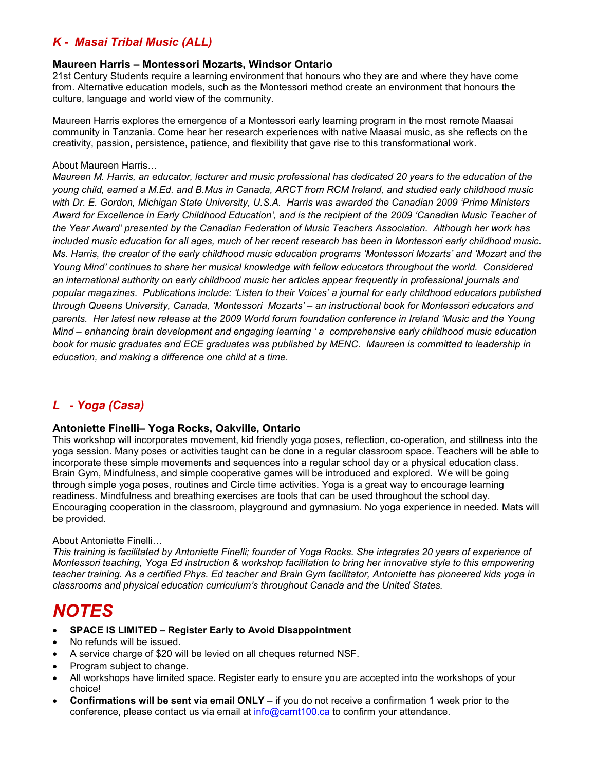## *K - Masai Tribal Music (ALL)*

### Maureen Harris – Montessori Mozarts, Windsor Ontario

21st Century Students require a learning environment that honours who they are and where they have come from. Alternative education models, such as the Montessori method create an environment that honours the culture, language and world view of the community.

Maureen Harris explores the emergence of a Montessori early learning program in the most remote Maasai community in Tanzania. Come hear her research experiences with native Maasai music, as she reflects on the creativity, passion, persistence, patience, and flexibility that gave rise to this transformational work.

About Maureen Harris…

*Maureen M. Harris, an educator, lecturer and music professional has dedicated 20 years to the education of the young child, earned a M.Ed. and B.Mus in Canada, ARCT from RCM Ireland, and studied early childhood music with Dr. E. Gordon, Michigan State University, U.S.A. Harris was awarded the Canadian 2009 'Prime Ministers Award for Excellence in Early Childhood Education', and is the recipient of the 2009 'Canadian Music Teacher of the Year Award' presented by the Canadian Federation of Music Teachers Association. Although her work has included music education for all ages, much of her recent research has been in Montessori early childhood music. Ms. Harris, the creator of the early childhood music education programs 'Montessori Mozarts' and 'Mozart and the Young Mind' continues to share her musical knowledge with fellow educators throughout the world. Considered an international authority on early childhood music her articles appear frequently in professional journals and popular magazines. Publications include: 'Listen to their Voices' a journal for early childhood educators published through Queens University, Canada, 'Montessori Mozarts' – an instructional book for Montessori educators and parents. Her latest new release at the 2009 World forum foundation conference in Ireland 'Music and the Young Mind – enhancing brain development and engaging learning ' a comprehensive early childhood music education book for music graduates and ECE graduates was published by MENC. Maureen is committed to leadership in education, and making a difference one child at a time.*

## *L - Yoga (Casa)*

### Antoniette Finelli– Yoga Rocks, Oakville, Ontario

This workshop will incorporates movement, kid friendly yoga poses, reflection, co-operation, and stillness into the yoga session. Many poses or activities taught can be done in a regular classroom space. Teachers will be able to incorporate these simple movements and sequences into a regular school day or a physical education class. Brain Gym, Mindfulness, and simple cooperative games will be introduced and explored. We will be going through simple yoga poses, routines and Circle time activities. Yoga is a great way to encourage learning readiness. Mindfulness and breathing exercises are tools that can be used throughout the school day. Encouraging cooperation in the classroom, playground and gymnasium. No yoga experience in needed. Mats will be provided.

About Antoniette Finelli…

*This training is facilitated by Antoniette Finelli; founder of Yoga Rocks. She integrates 20 years of experience of Montessori teaching, Yoga Ed instruction & workshop facilitation to bring her innovative style to this empowering teacher training. As a certified Phys. Ed teacher and Brain Gym facilitator, Antoniette has pioneered kids yoga in classrooms and physical education curriculum's throughout Canada and the United States.*

# *NOTES*

- **SPACE IS LIMITED – Register Early to Avoid Disappointment**
- No refunds will be issued.
- A service charge of $20 will be levied on all cheques returned NSF.
- Program subject to change.
- All workshops have limited space. Register early to ensure you are accepted into the workshops of your choice!
- **Confirmations will be sent via email ONLY** – if you do not receive a confirmation 1 week prior to the conference, please contact us via email at info@camt100.ca to confirm your attendance.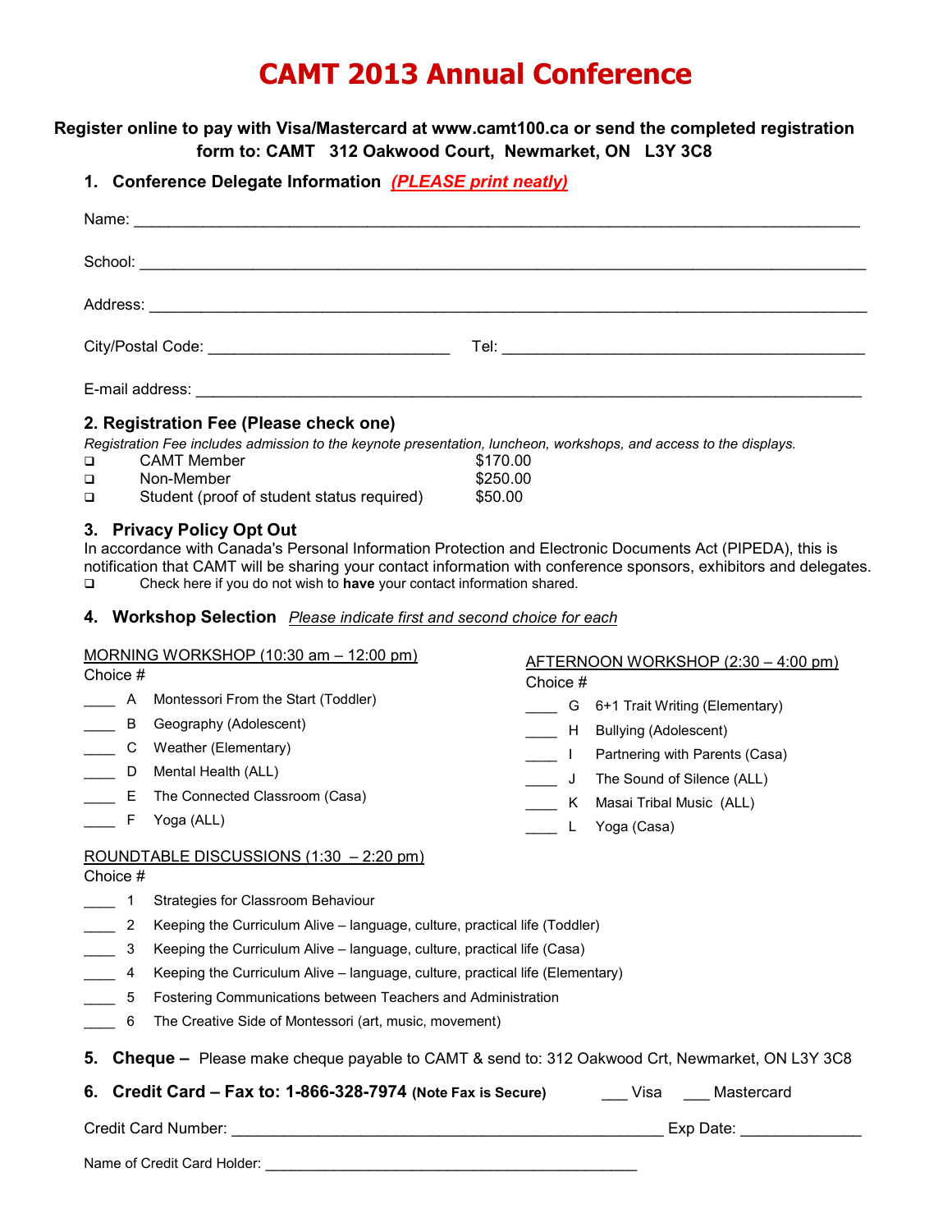# CAMT 2013 Annual Conference

**Register online to pay with Visa/Mastercard at www.camt100.ca or send the completed registration form to: CAMT 312 Oakwood Court, Newmarket, ON L3Y 3C8**

## 1. Conference Delegate Information *(PLEASE print neatly)*

Name: ______________________________________________________________________________

School: _____________________________________________________________________________

Address: ____________________________________________________________________________

City/Postal Code: ___________________________ Tel: ________________________________________

E-mail address: _______________________________________________________________________

## 2. Registration Fee (Please check one)

*Registration Fee includes admission to the keynote presentation, luncheon, workshops, and access to the displays.*

- ❑ CAMT Member $170.00
- ❑ Non-Member $250.00
- ❑ Student (proof of student status required) $50.00

## 3. Privacy Policy Opt Out

In accordance with Canada's Personal Information Protection and Electronic Documents Act (PIPEDA), this is notification that CAMT will be sharing your contact information with conference sponsors, exhibitors and delegates.

- ❑ Check here if you do not wish to **have** your contact information shared.

## 4. Workshop Selection *Please indicate first and second choice for each*

MORNING WORKSHOP (10:30 am – 12:00 pm)

Choice #

- ____ A Montessori From the Start (Toddler)
- ____ B Geography (Adolescent)
- ____ C Weather (Elementary)
- ____ D Mental Health (ALL)
- ____ E The Connected Classroom (Casa)
- ____ F Yoga (ALL)

AFTERNOON WORKSHOP (2:30 – 4:00 pm)

Choice #

- ____ G 6+1 Trait Writing (Elementary)
- ____ H Bullying (Adolescent)
- ____ I Partnering with Parents (Casa)
- ____ J The Sound of Silence (ALL)
- ____ K Masai Tribal Music (ALL)
- ____ L Yoga (Casa)

ROUNDTABLE DISCUSSIONS (1:30 – 2:20 pm)

Choice #

- ____ 1 Strategies for Classroom Behaviour
- ____ 2 Keeping the Curriculum Alive – language, culture, practical life (Toddler)
- ____ 3 Keeping the Curriculum Alive – language, culture, practical life (Casa)
- ____ 4 Keeping the Curriculum Alive – language, culture, practical life (Elementary)
- ____ 5 Fostering Communications between Teachers and Administration
- ____ 6 The Creative Side of Montessori (art, music, movement)

**5. Cheque –** Please make cheque payable to CAMT & send to: 312 Oakwood Crt, Newmarket, ON L3Y 3C8

**6. Credit Card – Fax to: 1-866-328-7974 (Note Fax is Secure)** ___ Visa ___ Mastercard

Credit Card Number: _________________________________________________ Exp Date: ______________

Name of Credit Card Holder: ______________________________________________